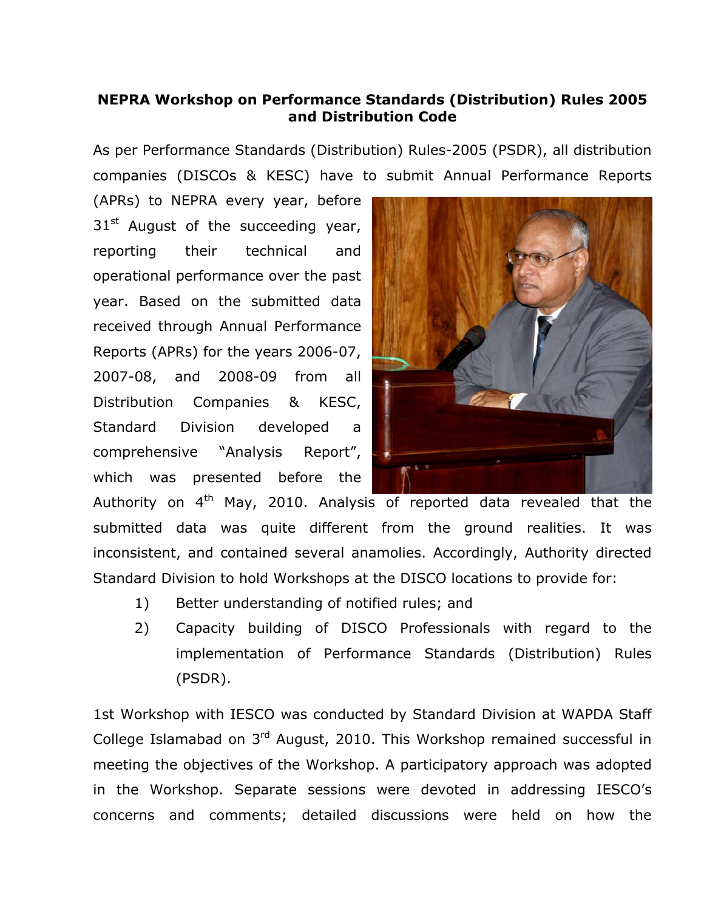# NEPRA Workshop on Performance Standards (Distribution) Rules 2005 and Distribution Code

As per Performance Standards (Distribution) Rules-2005 (PSDR), all distribution companies (DISCOs & KESC) have to submit Annual Performance Reports (APRs) to NEPRA every year, before 31st August of the succeeding year, reporting their technical and operational performance over the past year. Based on the submitted data received through Annual Performance Reports (APRs) for the years 2006-07, 2007-08, and 2008-09 from all Distribution Companies & KESC, Standard Division developed a comprehensive "Analysis Report", which was presented before the Authority on 4th May, 2010. Analysis of reported data revealed that the submitted data was quite different from the ground realities. It was inconsistent, and contained several anamolies. Accordingly, Authority directed Standard Division to hold Workshops at the DISCO locations to provide for:

1) Better understanding of notified rules; and
2) Capacity building of DISCO Professionals with regard to the implementation of Performance Standards (Distribution) Rules (PSDR).

1st Workshop with IESCO was conducted by Standard Division at WAPDA Staff College Islamabad on 3rd August, 2010. This Workshop remained successful in meeting the objectives of the Workshop. A participatory approach was adopted in the Workshop. Separate sessions were devoted in addressing IESCO's concerns and comments; detailed discussions were held on how the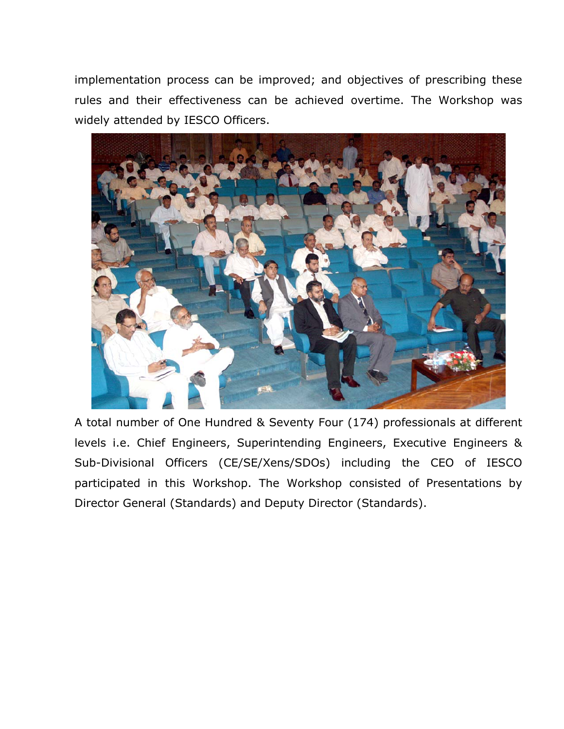implementation process can be improved; and objectives of prescribing these rules and their effectiveness can be achieved overtime. The Workshop was widely attended by IESCO Officers.

A total number of One Hundred & Seventy Four (174) professionals at different levels i.e. Chief Engineers, Superintending Engineers, Executive Engineers & Sub-Divisional Officers (CE/SE/Xens/SDOs) including the CEO of IESCO participated in this Workshop. The Workshop consisted of Presentations by Director General (Standards) and Deputy Director (Standards).